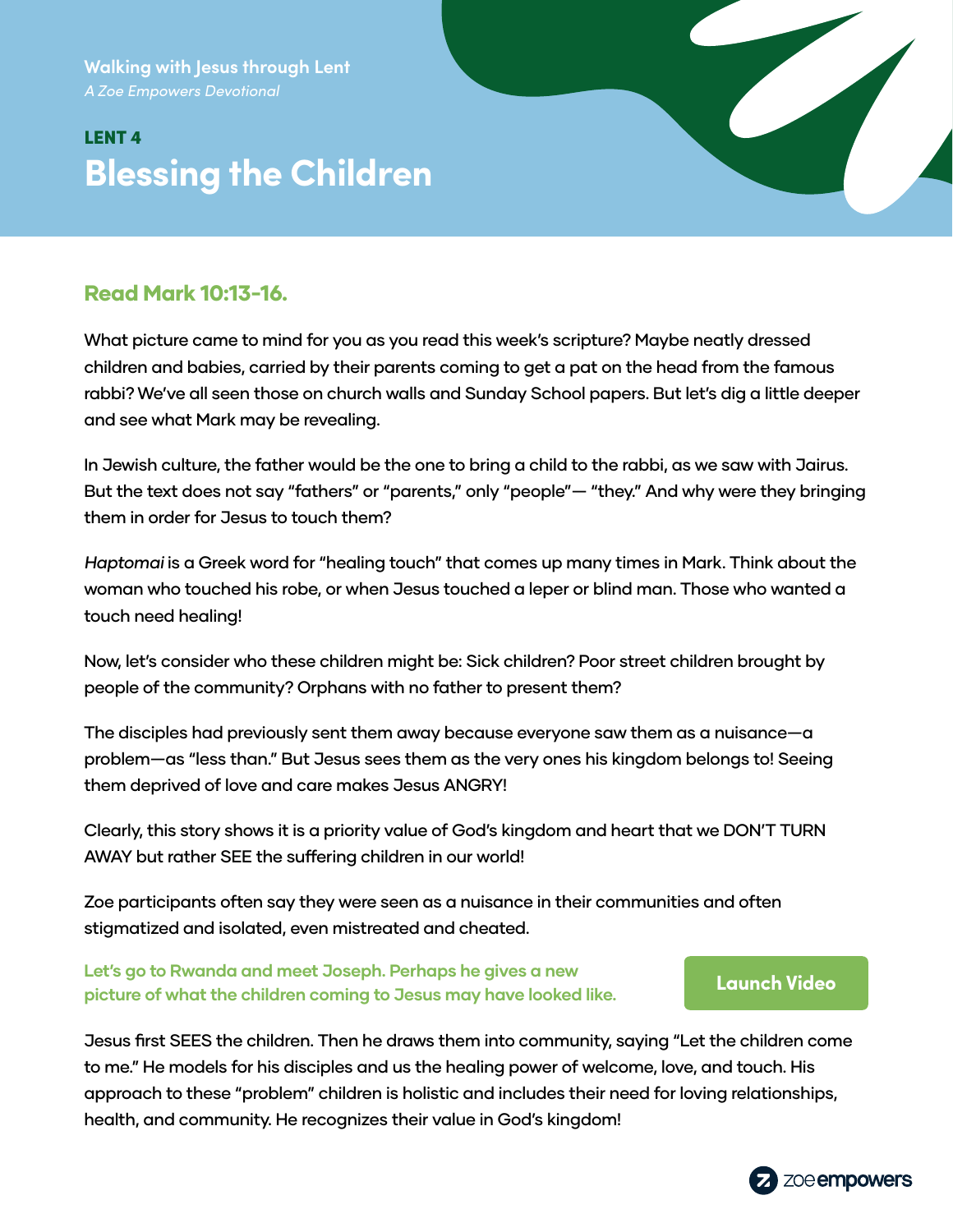Walking with Jesus through Lent

*A Zoe Empowers Devotional*

**LENT 4**

# Blessing the Children

## Read Mark 10:13-16.

What picture came to mind for you as you read this week's scripture? Maybe neatly dressed children and babies, carried by their parents coming to get a pat on the head from the famous rabbi? We've all seen those on church walls and Sunday School papers. But let's dig a little deeper and see what Mark may be revealing.

In Jewish culture, the father would be the one to bring a child to the rabbi, as we saw with Jairus. But the text does not say "fathers" or "parents," only "people"— "they." And why were they bringing them in order for Jesus to touch them?

*Haptomai* is a Greek word for "healing touch" that comes up many times in Mark. Think about the woman who touched his robe, or when Jesus touched a leper or blind man. Those who wanted a touch need healing!

Now, let's consider who these children might be: Sick children? Poor street children brought by people of the community? Orphans with no father to present them?

The disciples had previously sent them away because everyone saw them as a nuisance—a problem—as "less than." But Jesus sees them as the very ones his kingdom belongs to! Seeing them deprived of love and care makes Jesus ANGRY!

Clearly, this story shows it is a priority value of God's kingdom and heart that we DON'T TURN AWAY but rather SEE the suffering children in our world!

Zoe participants often say they were seen as a nuisance in their communities and often stigmatized and isolated, even mistreated and cheated.

**Let's go to Rwanda and meet Joseph. Perhaps he gives a new picture of what the children coming to Jesus may have looked like.**

**Launch Video**

Jesus first SEES the children. Then he draws them into community, saying "Let the children come to me." He models for his disciples and us the healing power of welcome, love, and touch. His approach to these "problem" children is holistic and includes their need for loving relationships, health, and community. He recognizes their value in God's kingdom!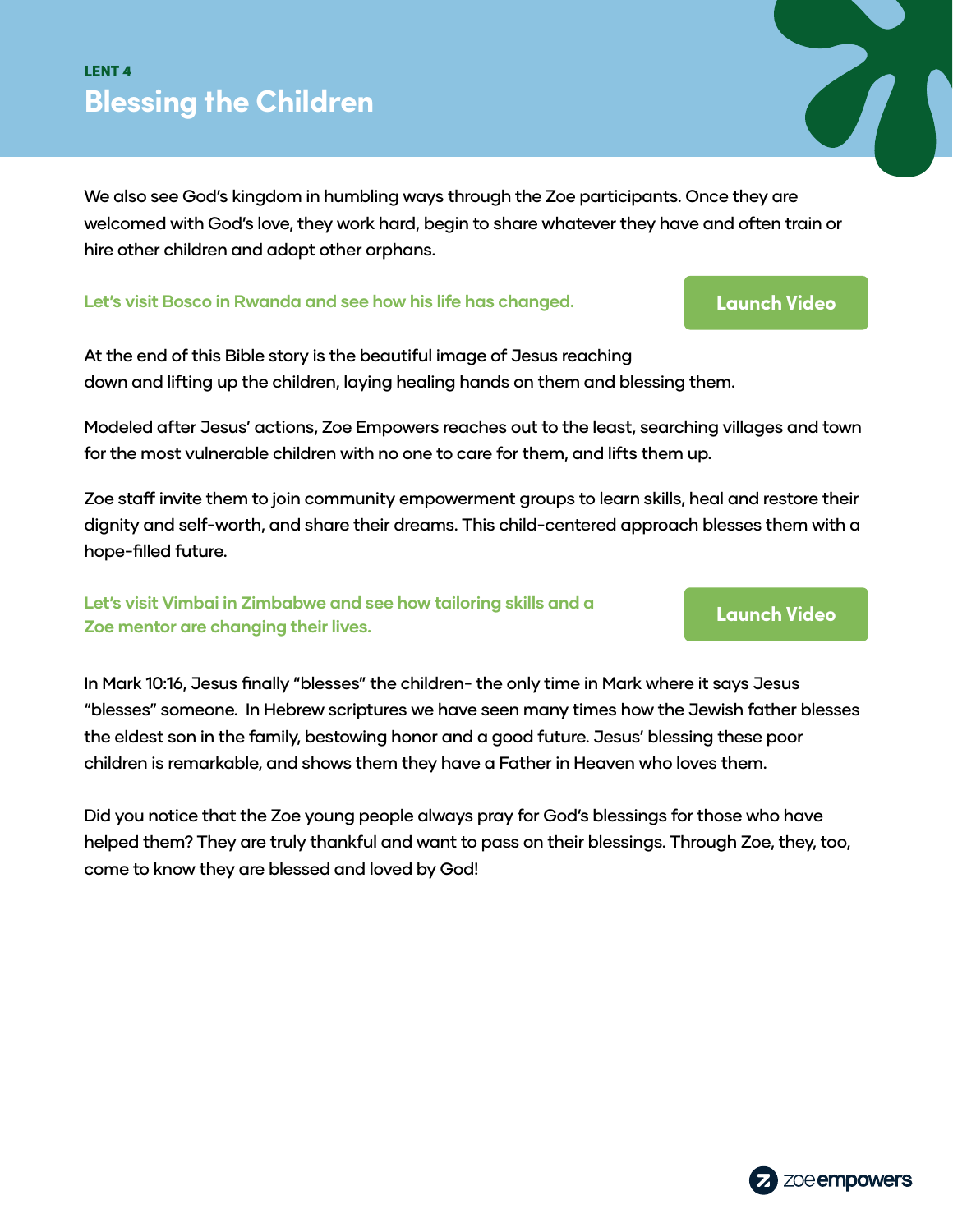LENT 4

# Blessing the Children

We also see God's kingdom in humbling ways through the Zoe participants. Once they are welcomed with God's love, they work hard, begin to share whatever they have and often train or hire other children and adopt other orphans.

**Let's visit Bosco in Rwanda and see how his life has changed.**

Launch Video

At the end of this Bible story is the beautiful image of Jesus reaching down and lifting up the children, laying healing hands on them and blessing them.

Modeled after Jesus' actions, Zoe Empowers reaches out to the least, searching villages and town for the most vulnerable children with no one to care for them, and lifts them up.

Zoe staff invite them to join community empowerment groups to learn skills, heal and restore their dignity and self-worth, and share their dreams. This child-centered approach blesses them with a hope-filled future.

**Let's visit Vimbai in Zimbabwe and see how tailoring skills and a Zoe mentor are changing their lives.**

Launch Video

In Mark 10:16, Jesus finally "blesses" the children- the only time in Mark where it says Jesus "blesses" someone. In Hebrew scriptures we have seen many times how the Jewish father blesses the eldest son in the family, bestowing honor and a good future. Jesus' blessing these poor children is remarkable, and shows them they have a Father in Heaven who loves them.

Did you notice that the Zoe young people always pray for God's blessings for those who have helped them? They are truly thankful and want to pass on their blessings. Through Zoe, they, too, come to know they are blessed and loved by God!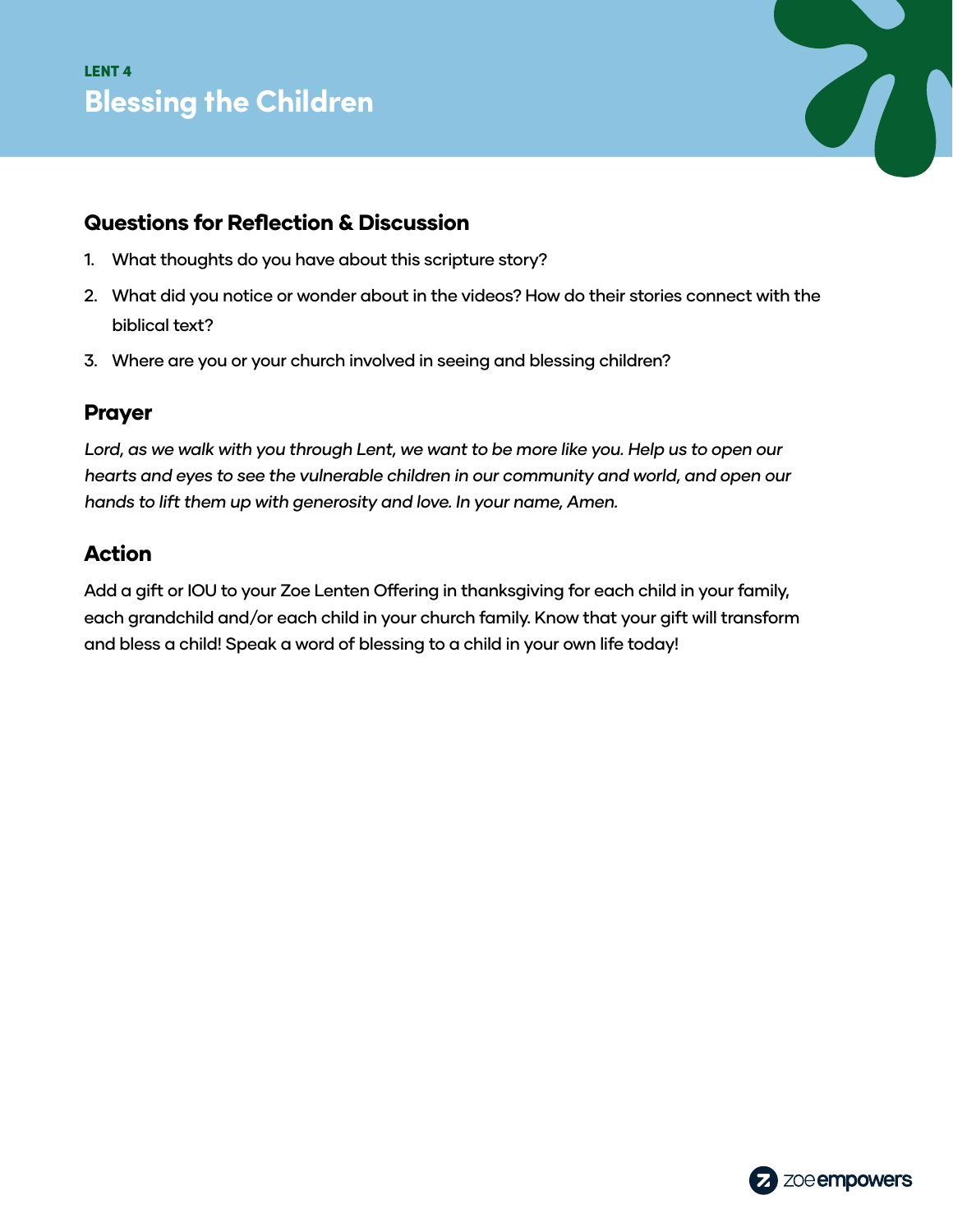LENT 4

# Blessing the Children

## Questions for Reflection & Discussion

1. What thoughts do you have about this scripture story?
2. What did you notice or wonder about in the videos? How do their stories connect with the biblical text?
3. Where are you or your church involved in seeing and blessing children?

## Prayer

*Lord, as we walk with you through Lent, we want to be more like you. Help us to open our hearts and eyes to see the vulnerable children in our community and world, and open our hands to lift them up with generosity and love. In your name, Amen.*

## Action

Add a gift or IOU to your Zoe Lenten Offering in thanksgiving for each child in your family, each grandchild and/or each child in your church family. Know that your gift will transform and bless a child! Speak a word of blessing to a child in your own life today!